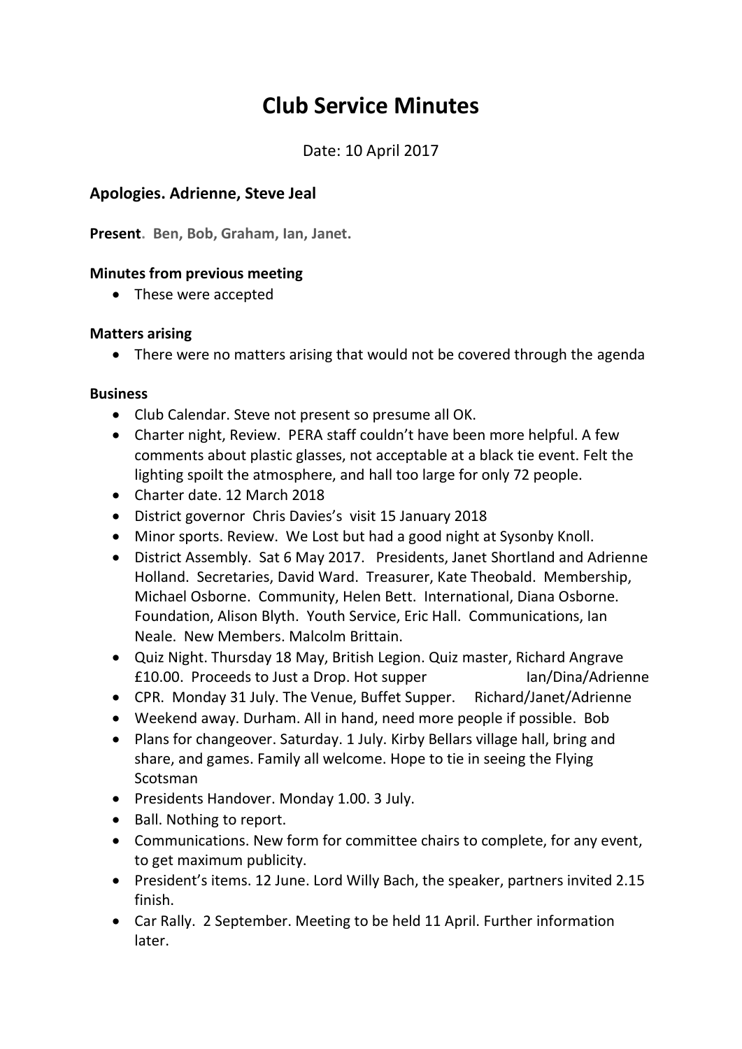# Club Service Minutes

Date: 10 April 2017

### Apologies. Adrienne, Steve Jeal

**Present. Ben, Bob, Graham, Ian, Janet.**

**Minutes from previous meeting**

- These were accepted

**Matters arising**

- There were no matters arising that would not be covered through the agenda

**Business**

- Club Calendar. Steve not present so presume all OK.
- Charter night, Review. PERA staff couldn't have been more helpful. A few comments about plastic glasses, not acceptable at a black tie event. Felt the lighting spoilt the atmosphere, and hall too large for only 72 people.
- Charter date. 12 March 2018
- District governor Chris Davies's visit 15 January 2018
- Minor sports. Review. We Lost but had a good night at Sysonby Knoll.
- District Assembly. Sat 6 May 2017. Presidents, Janet Shortland and Adrienne Holland. Secretaries, David Ward. Treasurer, Kate Theobald. Membership, Michael Osborne. Community, Helen Bett. International, Diana Osborne. Foundation, Alison Blyth. Youth Service, Eric Hall. Communications, Ian Neale. New Members. Malcolm Brittain.
- Quiz Night. Thursday 18 May, British Legion. Quiz master, Richard Angrave £10.00. Proceeds to Just a Drop. Hot supper Ian/Dina/Adrienne
- CPR. Monday 31 July. The Venue, Buffet Supper. Richard/Janet/Adrienne
- Weekend away. Durham. All in hand, need more people if possible. Bob
- Plans for changeover. Saturday. 1 July. Kirby Bellars village hall, bring and share, and games. Family all welcome. Hope to tie in seeing the Flying Scotsman
- Presidents Handover. Monday 1.00. 3 July.
- Ball. Nothing to report.
- Communications. New form for committee chairs to complete, for any event, to get maximum publicity.
- President's items. 12 June. Lord Willy Bach, the speaker, partners invited 2.15 finish.
- Car Rally. 2 September. Meeting to be held 11 April. Further information later.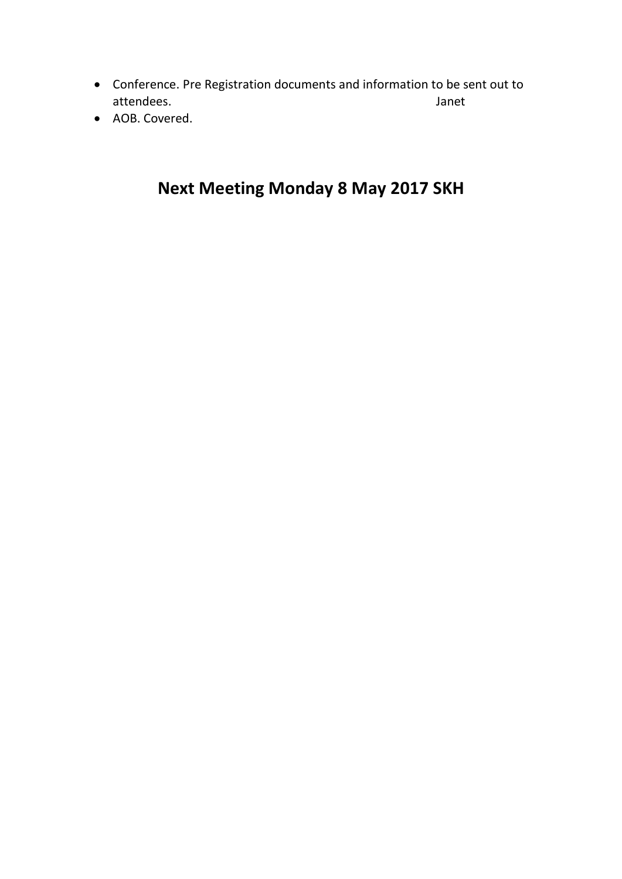- Conference. Pre Registration documents and information to be sent out to attendees. Janet
- AOB. Covered.

## Next Meeting Monday 8 May 2017 SKH